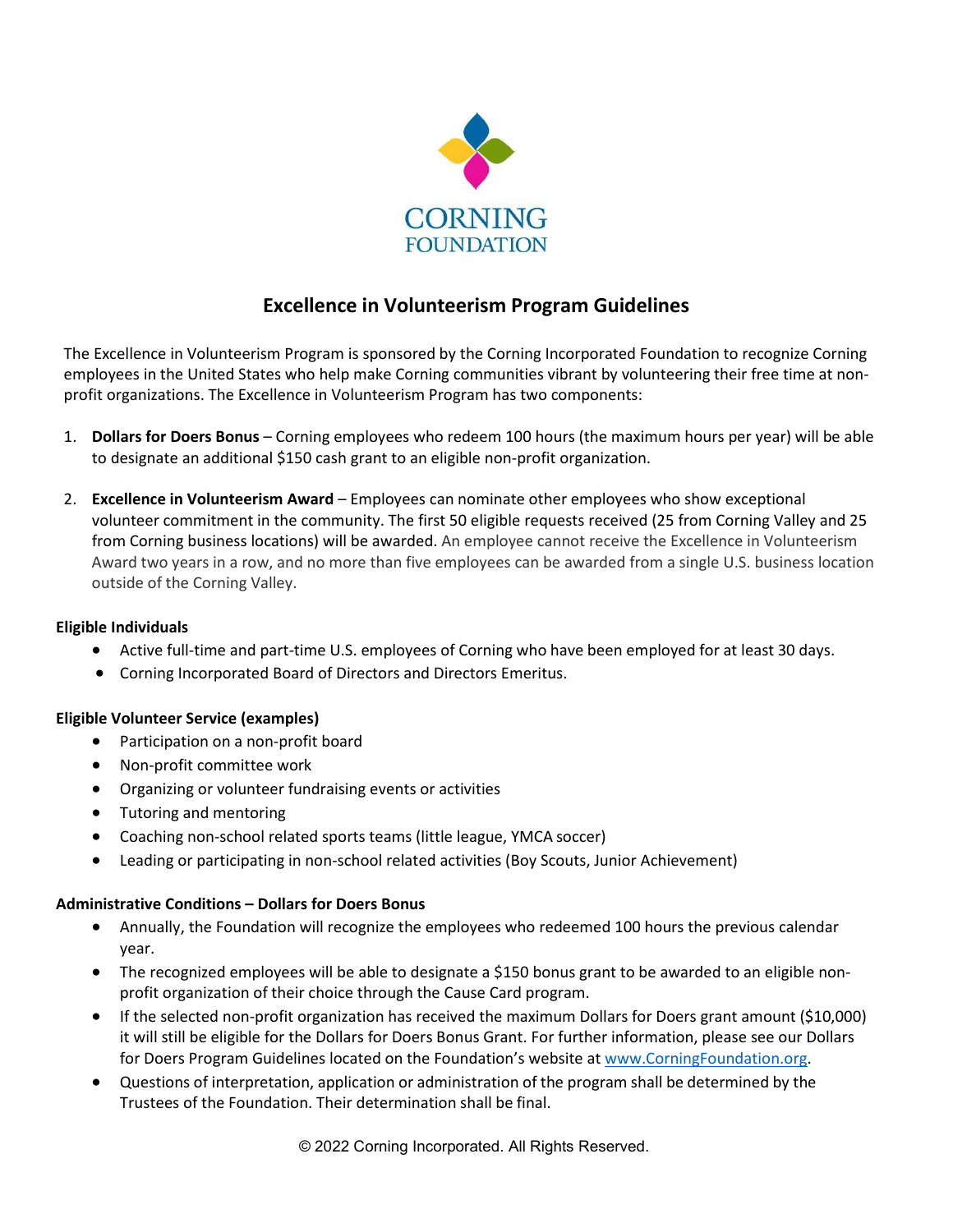CORNING
FOUNDATION

# Excellence in Volunteerism Program Guidelines

The Excellence in Volunteerism Program is sponsored by the Corning Incorporated Foundation to recognize Corning employees in the United States who help make Corning communities vibrant by volunteering their free time at non-profit organizations. The Excellence in Volunteerism Program has two components:

1. **Dollars for Doers Bonus** – Corning employees who redeem 100 hours (the maximum hours per year) will be able to designate an additional $150 cash grant to an eligible non-profit organization.

2. **Excellence in Volunteerism Award** – Employees can nominate other employees who show exceptional volunteer commitment in the community. The first 50 eligible requests received (25 from Corning Valley and 25 from Corning business locations) will be awarded. An employee cannot receive the Excellence in Volunteerism Award two years in a row, and no more than five employees can be awarded from a single U.S. business location outside of the Corning Valley.

**Eligible Individuals**

- Active full-time and part-time U.S. employees of Corning who have been employed for at least 30 days.
- Corning Incorporated Board of Directors and Directors Emeritus.

**Eligible Volunteer Service (examples)**

- Participation on a non-profit board
- Non-profit committee work
- Organizing or volunteer fundraising events or activities
- Tutoring and mentoring
- Coaching non-school related sports teams (little league, YMCA soccer)
- Leading or participating in non-school related activities (Boy Scouts, Junior Achievement)

**Administrative Conditions – Dollars for Doers Bonus**

- Annually, the Foundation will recognize the employees who redeemed 100 hours the previous calendar year.
- The recognized employees will be able to designate a $150 bonus grant to be awarded to an eligible non-profit organization of their choice through the Cause Card program.
- If the selected non-profit organization has received the maximum Dollars for Doers grant amount ($10,000) it will still be eligible for the Dollars for Doers Bonus Grant. For further information, please see our Dollars for Doers Program Guidelines located on the Foundation's website at www.CorningFoundation.org.
- Questions of interpretation, application or administration of the program shall be determined by the Trustees of the Foundation. Their determination shall be final.

© 2022 Corning Incorporated. All Rights Reserved.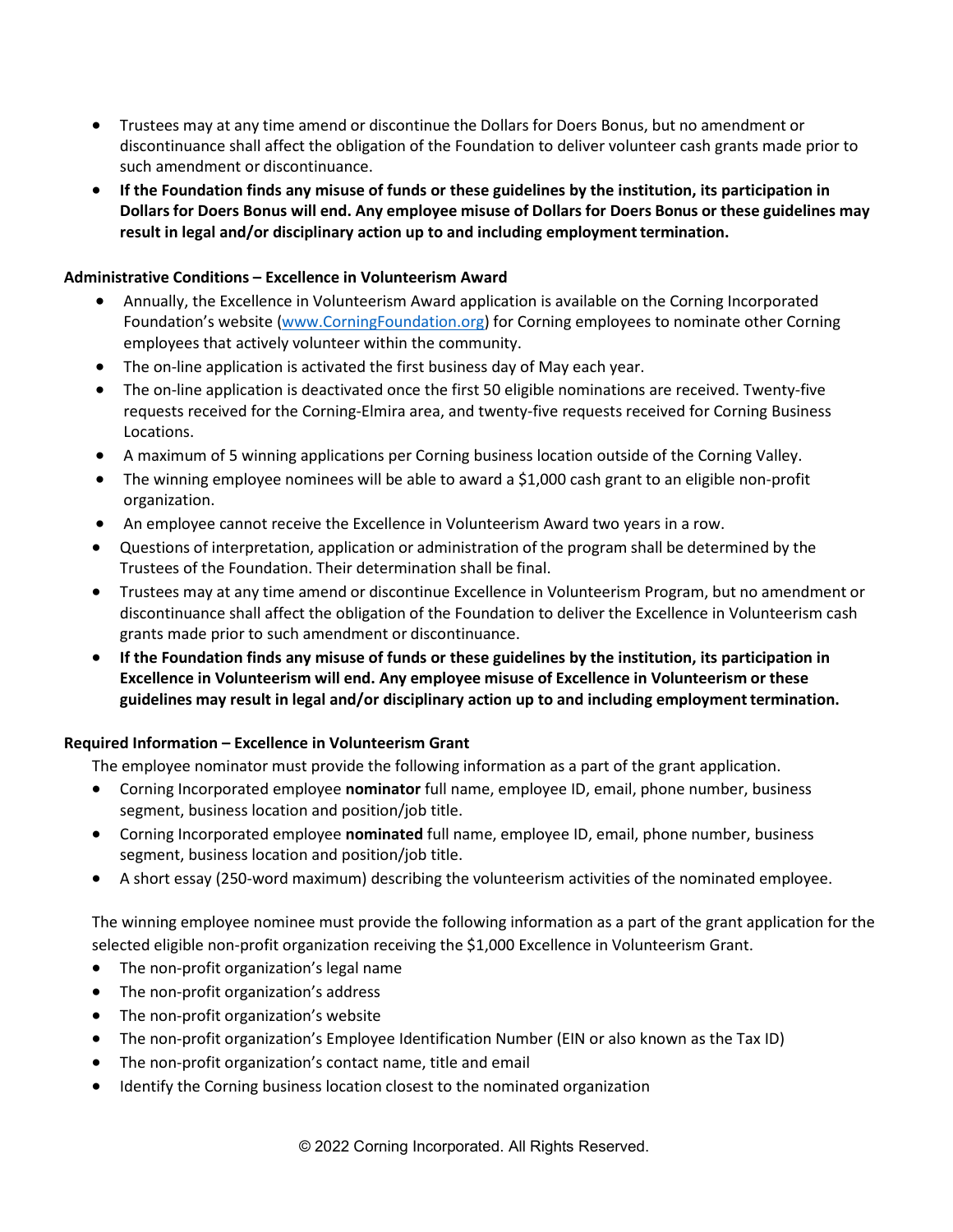- Trustees may at any time amend or discontinue the Dollars for Doers Bonus, but no amendment or discontinuance shall affect the obligation of the Foundation to deliver volunteer cash grants made prior to such amendment or discontinuance.
- **If the Foundation finds any misuse of funds or these guidelines by the institution, its participation in Dollars for Doers Bonus will end. Any employee misuse of Dollars for Doers Bonus or these guidelines may result in legal and/or disciplinary action up to and including employment termination.**

**Administrative Conditions – Excellence in Volunteerism Award**

- Annually, the Excellence in Volunteerism Award application is available on the Corning Incorporated Foundation's website ([www.CorningFoundation.org](http://www.CorningFoundation.org)) for Corning employees to nominate other Corning employees that actively volunteer within the community.
- The on-line application is activated the first business day of May each year.
- The on-line application is deactivated once the first 50 eligible nominations are received. Twenty-five requests received for the Corning-Elmira area, and twenty-five requests received for Corning Business Locations.
- A maximum of 5 winning applications per Corning business location outside of the Corning Valley.
- The winning employee nominees will be able to award a $1,000 cash grant to an eligible non-profit organization.
- An employee cannot receive the Excellence in Volunteerism Award two years in a row.
- Questions of interpretation, application or administration of the program shall be determined by the Trustees of the Foundation. Their determination shall be final.
- Trustees may at any time amend or discontinue Excellence in Volunteerism Program, but no amendment or discontinuance shall affect the obligation of the Foundation to deliver the Excellence in Volunteerism cash grants made prior to such amendment or discontinuance.
- **If the Foundation finds any misuse of funds or these guidelines by the institution, its participation in Excellence in Volunteerism will end. Any employee misuse of Excellence in Volunteerism or these guidelines may result in legal and/or disciplinary action up to and including employment termination.**

**Required Information – Excellence in Volunteerism Grant**

The employee nominator must provide the following information as a part of the grant application.

- Corning Incorporated employee **nominator** full name, employee ID, email, phone number, business segment, business location and position/job title.
- Corning Incorporated employee **nominated** full name, employee ID, email, phone number, business segment, business location and position/job title.
- A short essay (250-word maximum) describing the volunteerism activities of the nominated employee.

The winning employee nominee must provide the following information as a part of the grant application for the selected eligible non-profit organization receiving the $1,000 Excellence in Volunteerism Grant.

- The non-profit organization's legal name
- The non-profit organization's address
- The non-profit organization's website
- The non-profit organization's Employee Identification Number (EIN or also known as the Tax ID)
- The non-profit organization's contact name, title and email
- Identify the Corning business location closest to the nominated organization

© 2022 Corning Incorporated. All Rights Reserved.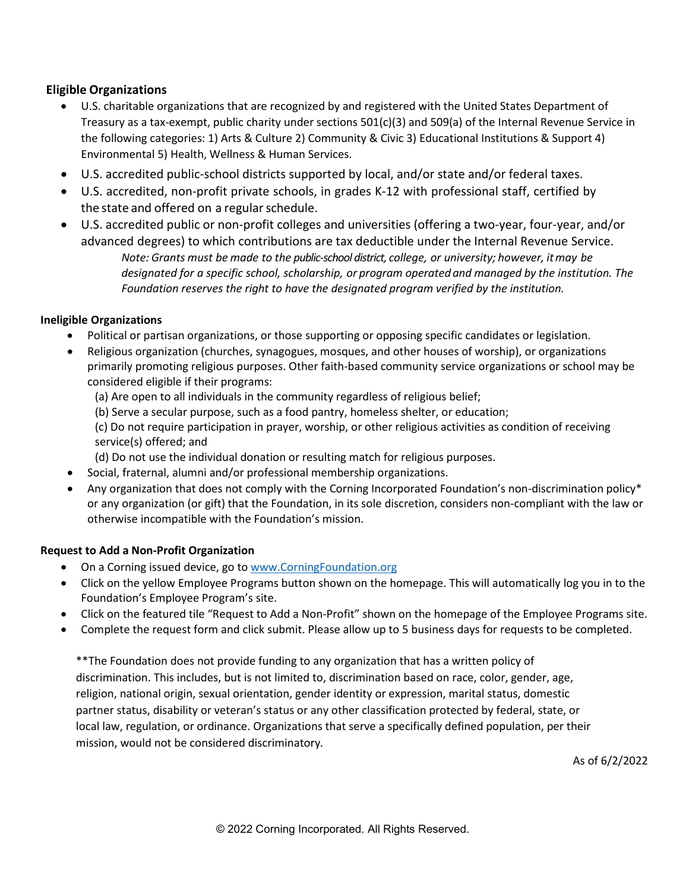## Eligible Organizations

- U.S. charitable organizations that are recognized by and registered with the United States Department of Treasury as a tax-exempt, public charity under sections 501(c)(3) and 509(a) of the Internal Revenue Service in the following categories: 1) Arts & Culture 2) Community & Civic 3) Educational Institutions & Support 4) Environmental 5) Health, Wellness & Human Services.
- U.S. accredited public-school districts supported by local, and/or state and/or federal taxes.
- U.S. accredited, non-profit private schools, in grades K-12 with professional staff, certified by the state and offered on a regular schedule.
- U.S. accredited public or non-profit colleges and universities (offering a two-year, four-year, and/or advanced degrees) to which contributions are tax deductible under the Internal Revenue Service.

  *Note: Grants must be made to the public-school district, college, or university; however, it may be designated for a specific school, scholarship, or program operated and managed by the institution. The Foundation reserves the right to have the designated program verified by the institution.*

## Ineligible Organizations

- Political or partisan organizations, or those supporting or opposing specific candidates or legislation.
- Religious organization (churches, synagogues, mosques, and other houses of worship), or organizations primarily promoting religious purposes. Other faith-based community service organizations or school may be considered eligible if their programs:
  - (a) Are open to all individuals in the community regardless of religious belief;
  - (b) Serve a secular purpose, such as a food pantry, homeless shelter, or education;
  - (c) Do not require participation in prayer, worship, or other religious activities as condition of receiving service(s) offered; and
  - (d) Do not use the individual donation or resulting match for religious purposes.
- Social, fraternal, alumni and/or professional membership organizations.
- Any organization that does not comply with the Corning Incorporated Foundation's non-discrimination policy* or any organization (or gift) that the Foundation, in its sole discretion, considers non-compliant with the law or otherwise incompatible with the Foundation's mission.

## Request to Add a Non-Profit Organization

- On a Corning issued device, go to [www.CorningFoundation.org](http://www.CorningFoundation.org)
- Click on the yellow Employee Programs button shown on the homepage. This will automatically log you in to the Foundation's Employee Program's site.
- Click on the featured tile "Request to Add a Non-Profit" shown on the homepage of the Employee Programs site.
- Complete the request form and click submit. Please allow up to 5 business days for requests to be completed.

**The Foundation does not provide funding to any organization that has a written policy of discrimination. This includes, but is not limited to, discrimination based on race, color, gender, age, religion, national origin, sexual orientation, gender identity or expression, marital status, domestic partner status, disability or veteran's status or any other classification protected by federal, state, or local law, regulation, or ordinance. Organizations that serve a specifically defined population, per their mission, would not be considered discriminatory.

As of 6/2/2022

© 2022 Corning Incorporated. All Rights Reserved.